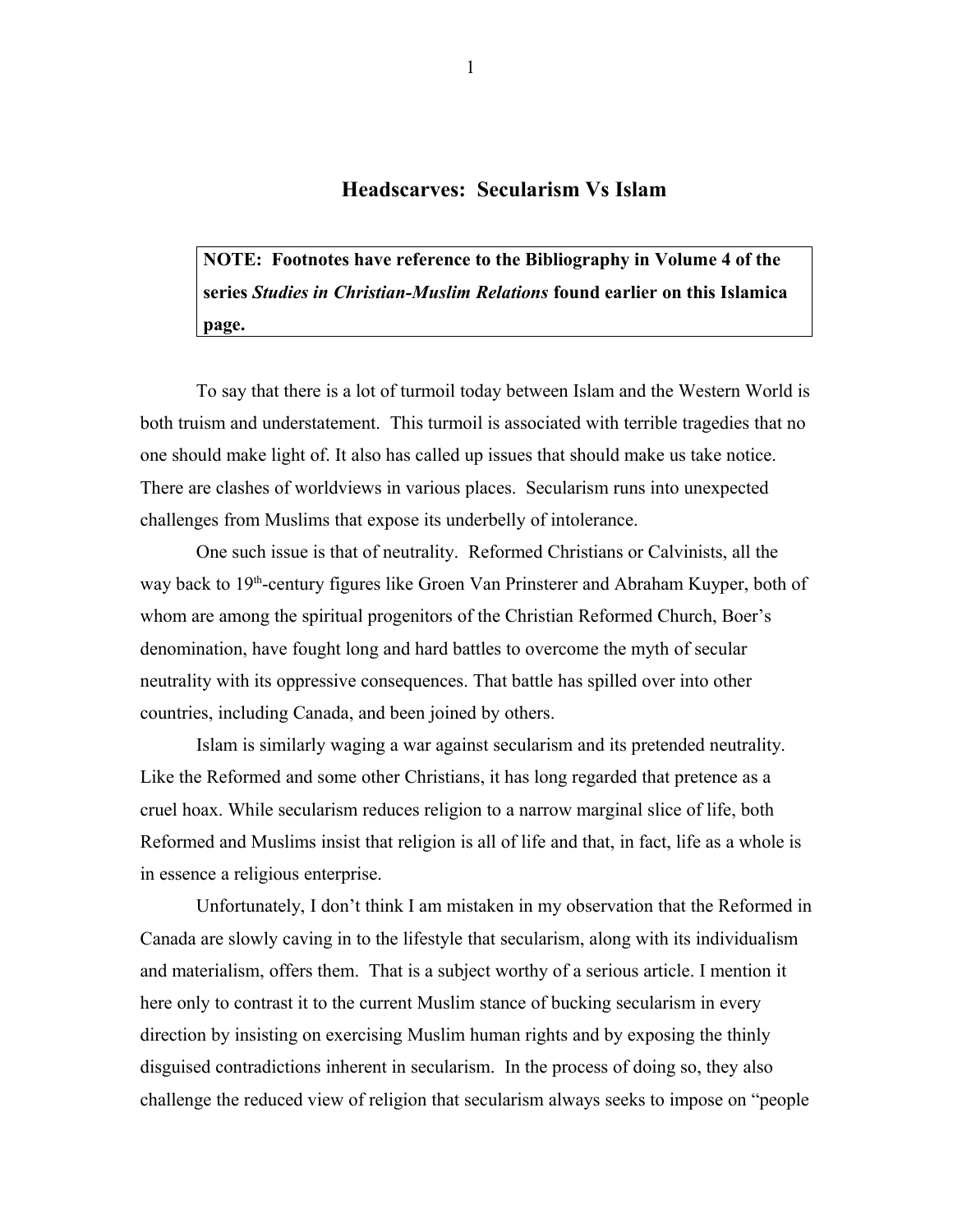# Headscarves: Secularism Vs Islam

**NOTE: Footnotes have reference to the Bibliography in Volume 4 of the series *Studies in Christian-Muslim Relations* found earlier on this Islamica page.**

To say that there is a lot of turmoil today between Islam and the Western World is both truism and understatement. This turmoil is associated with terrible tragedies that no one should make light of. It also has called up issues that should make us take notice. There are clashes of worldviews in various places. Secularism runs into unexpected challenges from Muslims that expose its underbelly of intolerance.

One such issue is that of neutrality. Reformed Christians or Calvinists, all the way back to 19th-century figures like Groen Van Prinsterer and Abraham Kuyper, both of whom are among the spiritual progenitors of the Christian Reformed Church, Boer's denomination, have fought long and hard battles to overcome the myth of secular neutrality with its oppressive consequences. That battle has spilled over into other countries, including Canada, and been joined by others.

Islam is similarly waging a war against secularism and its pretended neutrality. Like the Reformed and some other Christians, it has long regarded that pretence as a cruel hoax. While secularism reduces religion to a narrow marginal slice of life, both Reformed and Muslims insist that religion is all of life and that, in fact, life as a whole is in essence a religious enterprise.

Unfortunately, I don't think I am mistaken in my observation that the Reformed in Canada are slowly caving in to the lifestyle that secularism, along with its individualism and materialism, offers them. That is a subject worthy of a serious article. I mention it here only to contrast it to the current Muslim stance of bucking secularism in every direction by insisting on exercising Muslim human rights and by exposing the thinly disguised contradictions inherent in secularism. In the process of doing so, they also challenge the reduced view of religion that secularism always seeks to impose on "people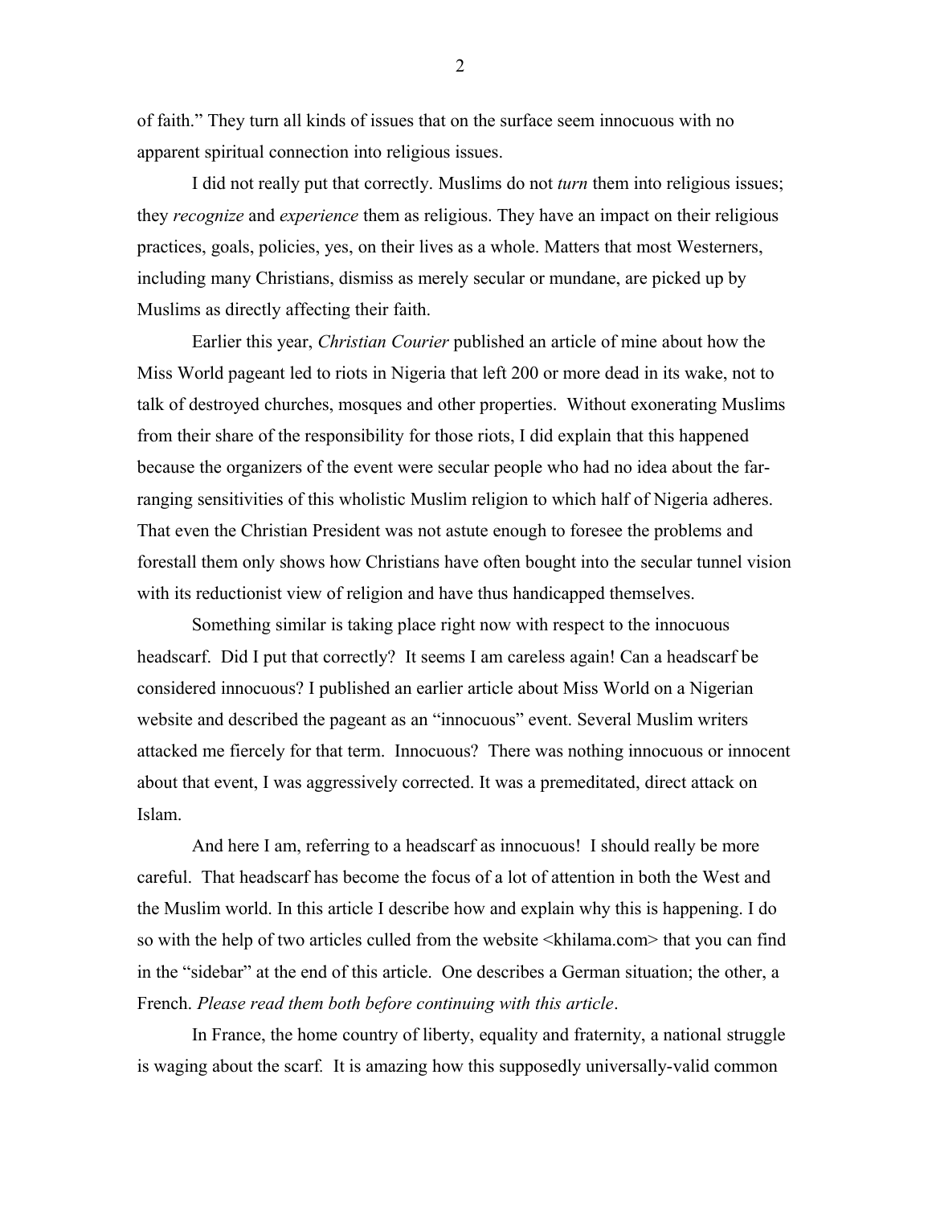of faith." They turn all kinds of issues that on the surface seem innocuous with no apparent spiritual connection into religious issues.

I did not really put that correctly. Muslims do not *turn* them into religious issues; they *recognize* and *experience* them as religious. They have an impact on their religious practices, goals, policies, yes, on their lives as a whole. Matters that most Westerners, including many Christians, dismiss as merely secular or mundane, are picked up by Muslims as directly affecting their faith.

Earlier this year, *Christian Courier* published an article of mine about how the Miss World pageant led to riots in Nigeria that left 200 or more dead in its wake, not to talk of destroyed churches, mosques and other properties. Without exonerating Muslims from their share of the responsibility for those riots, I did explain that this happened because the organizers of the event were secular people who had no idea about the far-ranging sensitivities of this wholistic Muslim religion to which half of Nigeria adheres. That even the Christian President was not astute enough to foresee the problems and forestall them only shows how Christians have often bought into the secular tunnel vision with its reductionist view of religion and have thus handicapped themselves.

Something similar is taking place right now with respect to the innocuous headscarf. Did I put that correctly? It seems I am careless again! Can a headscarf be considered innocuous? I published an earlier article about Miss World on a Nigerian website and described the pageant as an "innocuous" event. Several Muslim writers attacked me fiercely for that term. Innocuous? There was nothing innocuous or innocent about that event, I was aggressively corrected. It was a premeditated, direct attack on Islam.

And here I am, referring to a headscarf as innocuous! I should really be more careful. That headscarf has become the focus of a lot of attention in both the West and the Muslim world. In this article I describe how and explain why this is happening. I do so with the help of two articles culled from the website <khilama.com> that you can find in the "sidebar" at the end of this article. One describes a German situation; the other, a French. *Please read them both before continuing with this article*.

In France, the home country of liberty, equality and fraternity, a national struggle is waging about the scarf. It is amazing how this supposedly universally-valid common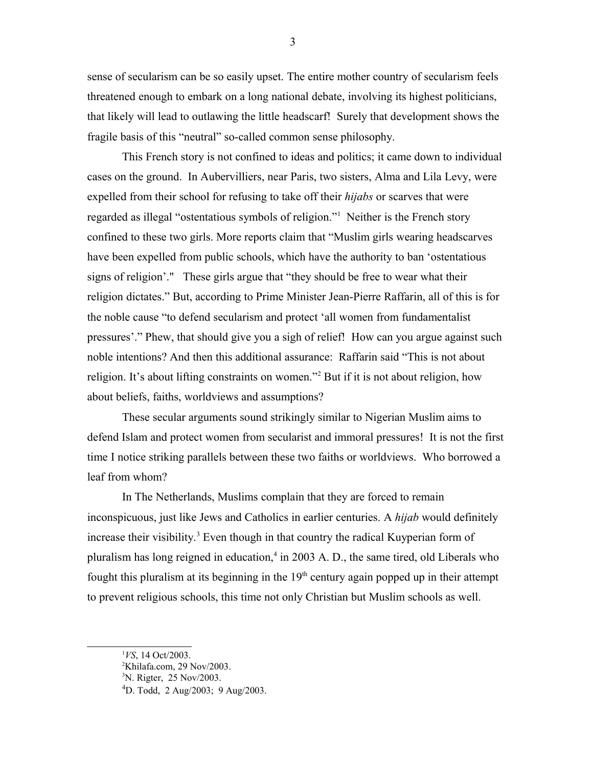sense of secularism can be so easily upset. The entire mother country of secularism feels threatened enough to embark on a long national debate, involving its highest politicians, that likely will lead to outlawing the little headscarf! Surely that development shows the fragile basis of this "neutral" so-called common sense philosophy.

This French story is not confined to ideas and politics; it came down to individual cases on the ground. In Aubervilliers, near Paris, two sisters, Alma and Lila Levy, were expelled from their school for refusing to take off their *hijabs* or scarves that were regarded as illegal "ostentatious symbols of religion."[1] Neither is the French story confined to these two girls. More reports claim that "Muslim girls wearing headscarves have been expelled from public schools, which have the authority to ban 'ostentatious signs of religion'." These girls argue that "they should be free to wear what their religion dictates." But, according to Prime Minister Jean-Pierre Raffarin, all of this is for the noble cause "to defend secularism and protect 'all women from fundamentalist pressures'." Phew, that should give you a sigh of relief! How can you argue against such noble intentions? And then this additional assurance: Raffarin said "This is not about religion. It's about lifting constraints on women."[2] But if it is not about religion, how about beliefs, faiths, worldviews and assumptions?

These secular arguments sound strikingly similar to Nigerian Muslim aims to defend Islam and protect women from secularist and immoral pressures! It is not the first time I notice striking parallels between these two faiths or worldviews. Who borrowed a leaf from whom?

In The Netherlands, Muslims complain that they are forced to remain inconspicuous, just like Jews and Catholics in earlier centuries. A *hijab* would definitely increase their visibility.[3] Even though in that country the radical Kuyperian form of pluralism has long reigned in education,[4] in 2003 A. D., the same tired, old Liberals who fought this pluralism at its beginning in the 19th century again popped up in their attempt to prevent religious schools, this time not only Christian but Muslim schools as well.

---

[1] *VS*, 14 Oct/2003.

[2] Khilafa.com, 29 Nov/2003.

[3] N. Rigter, 25 Nov/2003.

[4] D. Todd, 2 Aug/2003; 9 Aug/2003.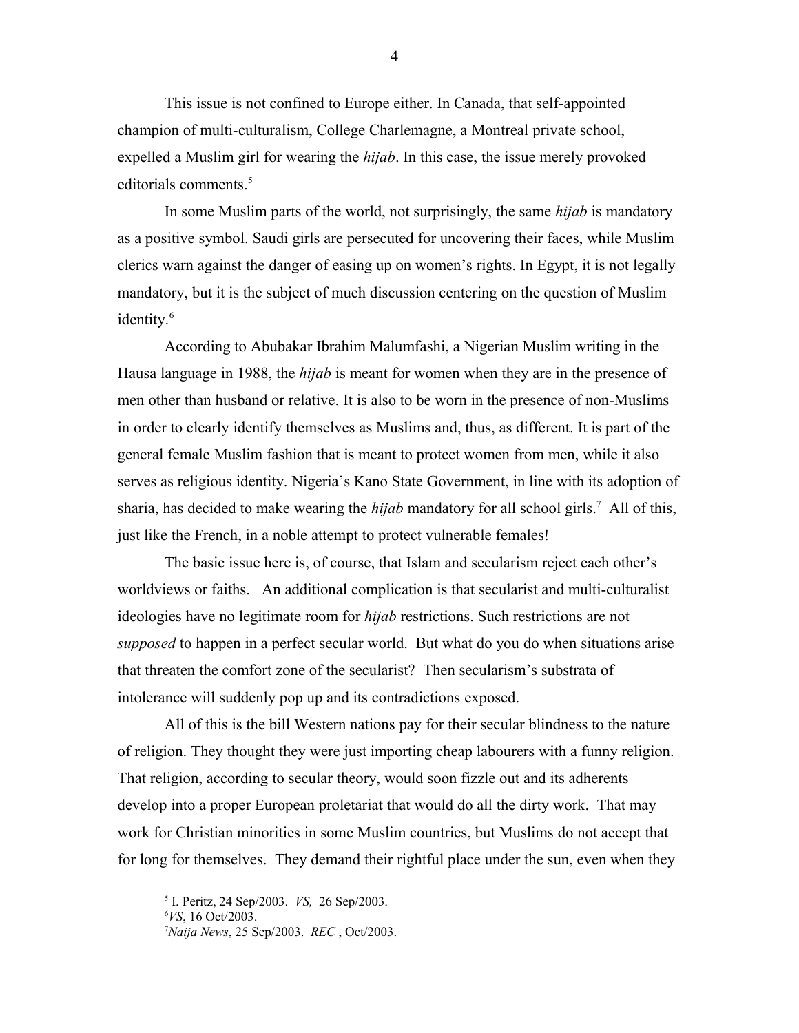This issue is not confined to Europe either. In Canada, that self-appointed champion of multi-culturalism, College Charlemagne, a Montreal private school, expelled a Muslim girl for wearing the *hijab*. In this case, the issue merely provoked editorials comments.[5]

In some Muslim parts of the world, not surprisingly, the same *hijab* is mandatory as a positive symbol. Saudi girls are persecuted for uncovering their faces, while Muslim clerics warn against the danger of easing up on women's rights. In Egypt, it is not legally mandatory, but it is the subject of much discussion centering on the question of Muslim identity.[6]

According to Abubakar Ibrahim Malumfashi, a Nigerian Muslim writing in the Hausa language in 1988, the *hijab* is meant for women when they are in the presence of men other than husband or relative. It is also to be worn in the presence of non-Muslims in order to clearly identify themselves as Muslims and, thus, as different. It is part of the general female Muslim fashion that is meant to protect women from men, while it also serves as religious identity. Nigeria's Kano State Government, in line with its adoption of sharia, has decided to make wearing the *hijab* mandatory for all school girls.[7] All of this, just like the French, in a noble attempt to protect vulnerable females!

The basic issue here is, of course, that Islam and secularism reject each other's worldviews or faiths. An additional complication is that secularist and multi-culturalist ideologies have no legitimate room for *hijab* restrictions. Such restrictions are not *supposed* to happen in a perfect secular world. But what do you do when situations arise that threaten the comfort zone of the secularist? Then secularism's substrata of intolerance will suddenly pop up and its contradictions exposed.

All of this is the bill Western nations pay for their secular blindness to the nature of religion. They thought they were just importing cheap labourers with a funny religion. That religion, according to secular theory, would soon fizzle out and its adherents develop into a proper European proletariat that would do all the dirty work. That may work for Christian minorities in some Muslim countries, but Muslims do not accept that for long for themselves. They demand their rightful place under the sun, even when they

---

[5] I. Peritz, 24 Sep/2003. *VS,* 26 Sep/2003.

[6] *VS*, 16 Oct/2003.

[7] *Naija News*, 25 Sep/2003. *REC* , Oct/2003.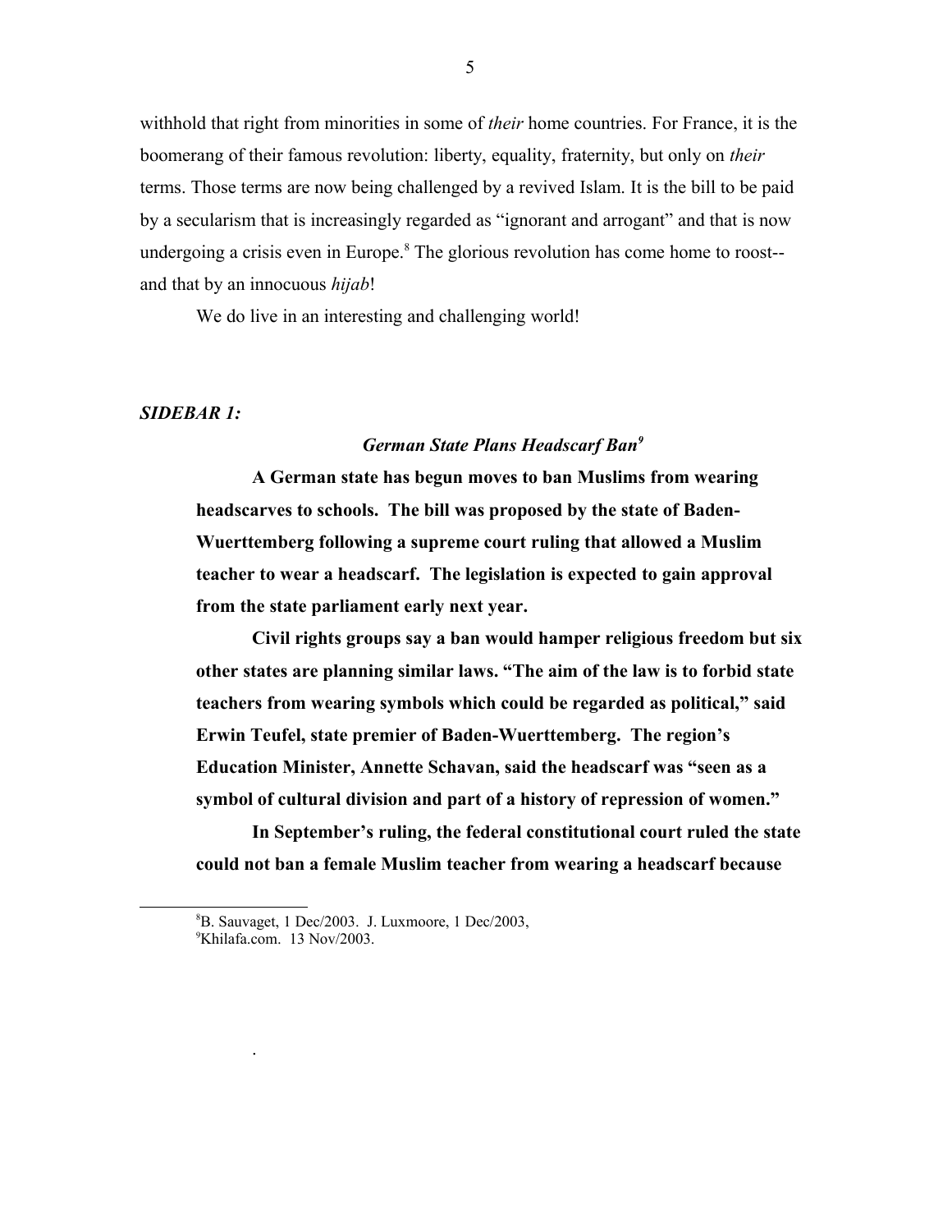withhold that right from minorities in some of *their* home countries. For France, it is the boomerang of their famous revolution: liberty, equality, fraternity, but only on *their* terms. Those terms are now being challenged by a revived Islam. It is the bill to be paid by a secularism that is increasingly regarded as "ignorant and arrogant" and that is now undergoing a crisis even in Europe.[8] The glorious revolution has come home to roost--and that by an innocuous *hijab*!

We do live in an interesting and challenging world!

***SIDEBAR 1:***

***German State Plans Headscarf Ban[9]***

**A German state has begun moves to ban Muslims from wearing headscarves to schools. The bill was proposed by the state of Baden-Wuerttemberg following a supreme court ruling that allowed a Muslim teacher to wear a headscarf. The legislation is expected to gain approval from the state parliament early next year.**

**Civil rights groups say a ban would hamper religious freedom but six other states are planning similar laws. "The aim of the law is to forbid state teachers from wearing symbols which could be regarded as political," said Erwin Teufel, state premier of Baden-Wuerttemberg. The region's Education Minister, Annette Schavan, said the headscarf was "seen as a symbol of cultural division and part of a history of repression of women."**

**In September's ruling, the federal constitutional court ruled the state could not ban a female Muslim teacher from wearing a headscarf because**

[8] B. Sauvaget, 1 Dec/2003. J. Luxmoore, 1 Dec/2003,

[9] Khilafa.com. 13 Nov/2003.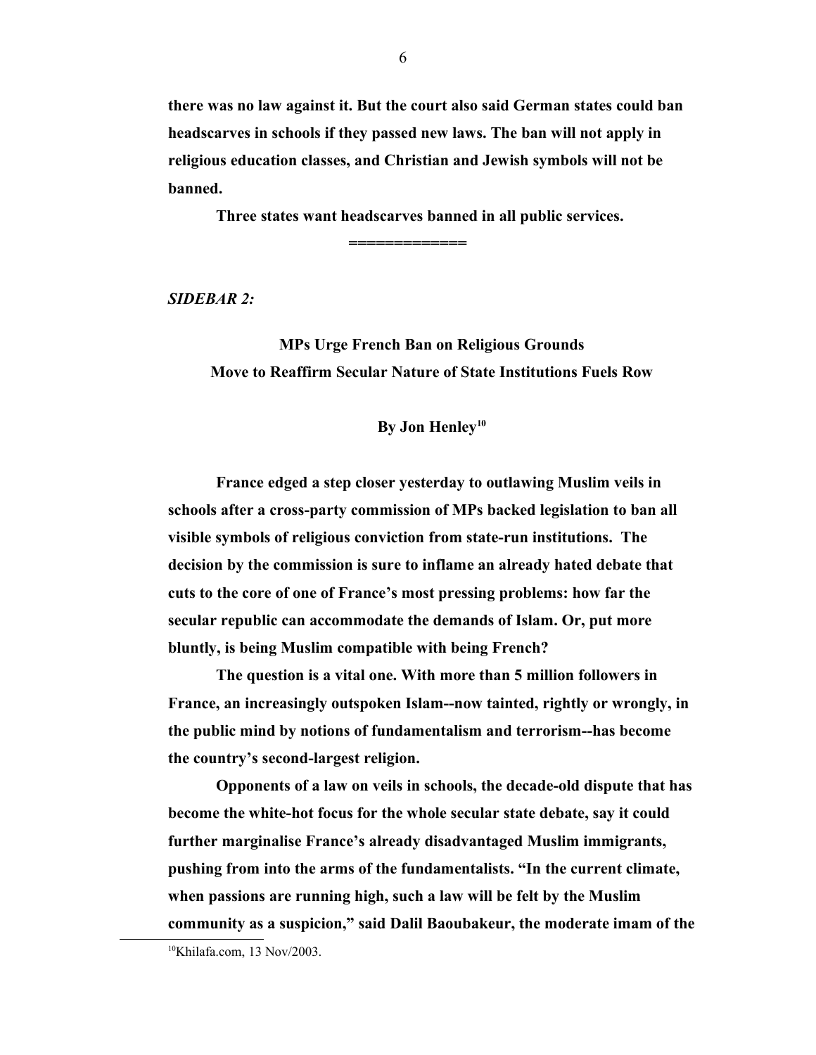**there was no law against it. But the court also said German states could ban headscarves in schools if they passed new laws. The ban will not apply in religious education classes, and Christian and Jewish symbols will not be banned.**

**Three states want headscarves banned in all public services.**

**============**

***SIDEBAR 2:***

**MPs Urge French Ban on Religious Grounds**
**Move to Reaffirm Secular Nature of State Institutions Fuels Row**

**By Jon Henley[10]**

**France edged a step closer yesterday to outlawing Muslim veils in schools after a cross-party commission of MPs backed legislation to ban all visible symbols of religious conviction from state-run institutions. The decision by the commission is sure to inflame an already hated debate that cuts to the core of one of France's most pressing problems: how far the secular republic can accommodate the demands of Islam. Or, put more bluntly, is being Muslim compatible with being French?**

**The question is a vital one. With more than 5 million followers in France, an increasingly outspoken Islam--now tainted, rightly or wrongly, in the public mind by notions of fundamentalism and terrorism--has become the country's second-largest religion.**

**Opponents of a law on veils in schools, the decade-old dispute that has become the white-hot focus for the whole secular state debate, say it could further marginalise France's already disadvantaged Muslim immigrants, pushing from into the arms of the fundamentalists. "In the current climate, when passions are running high, such a law will be felt by the Muslim community as a suspicion," said Dalil Baoubakeur, the moderate imam of the**

[10] Khilafa.com, 13 Nov/2003.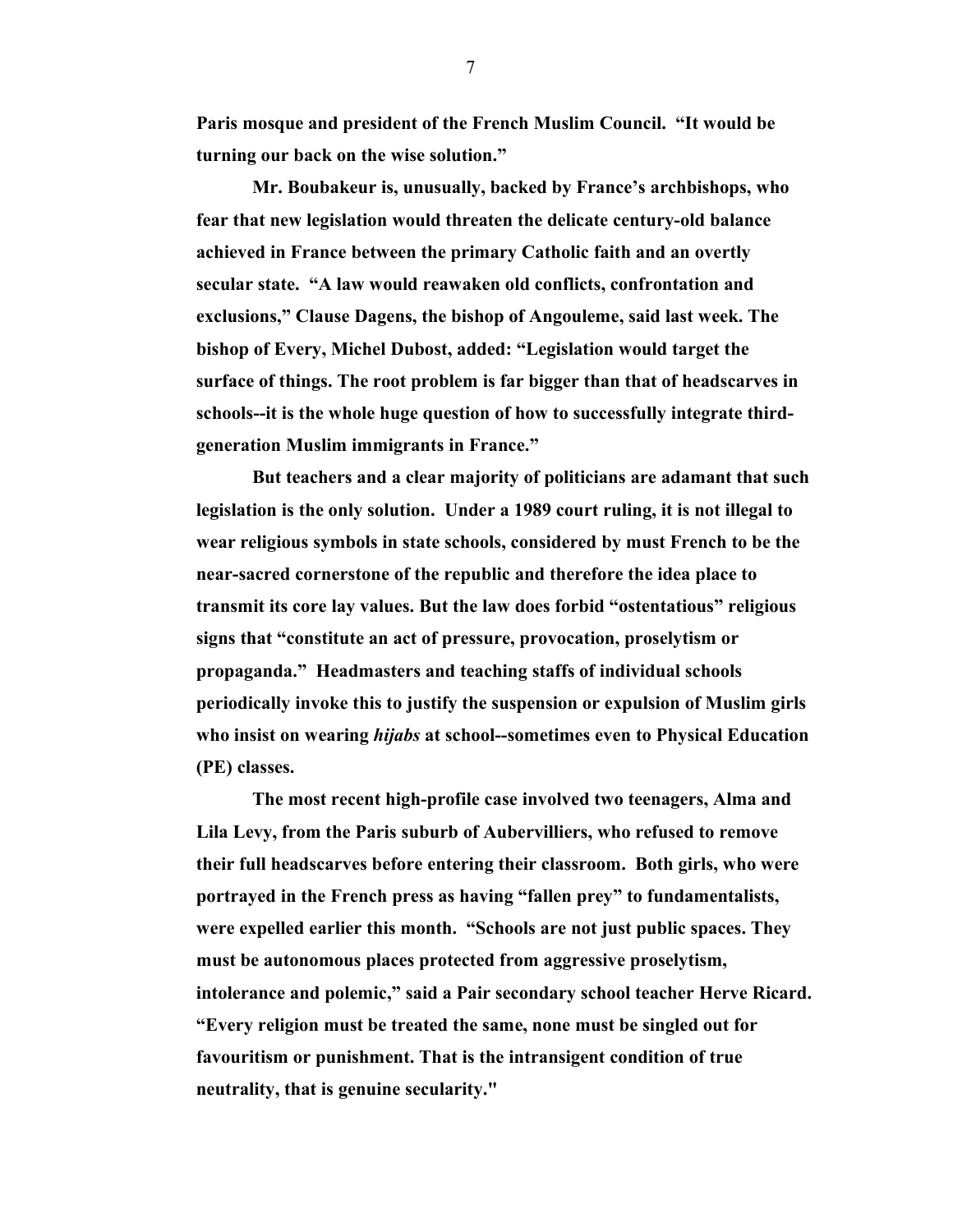**Paris mosque and president of the French Muslim Council. "It would be turning our back on the wise solution."**

**Mr. Boubakeur is, unusually, backed by France's archbishops, who fear that new legislation would threaten the delicate century-old balance achieved in France between the primary Catholic faith and an overtly secular state. "A law would reawaken old conflicts, confrontation and exclusions," Clause Dagens, the bishop of Angouleme, said last week. The bishop of Every, Michel Dubost, added: "Legislation would target the surface of things. The root problem is far bigger than that of headscarves in schools--it is the whole huge question of how to successfully integrate third-generation Muslim immigrants in France."**

**But teachers and a clear majority of politicians are adamant that such legislation is the only solution. Under a 1989 court ruling, it is not illegal to wear religious symbols in state schools, considered by must French to be the near-sacred cornerstone of the republic and therefore the idea place to transmit its core lay values. But the law does forbid "ostentatious" religious signs that "constitute an act of pressure, provocation, proselytism or propaganda." Headmasters and teaching staffs of individual schools periodically invoke this to justify the suspension or expulsion of Muslim girls who insist on wearing *hijabs* at school--sometimes even to Physical Education (PE) classes.**

**The most recent high-profile case involved two teenagers, Alma and Lila Levy, from the Paris suburb of Aubervilliers, who refused to remove their full headscarves before entering their classroom. Both girls, who were portrayed in the French press as having "fallen prey" to fundamentalists, were expelled earlier this month. "Schools are not just public spaces. They must be autonomous places protected from aggressive proselytism, intolerance and polemic," said a Pair secondary school teacher Herve Ricard. "Every religion must be treated the same, none must be singled out for favouritism or punishment. That is the intransigent condition of true neutrality, that is genuine secularity."**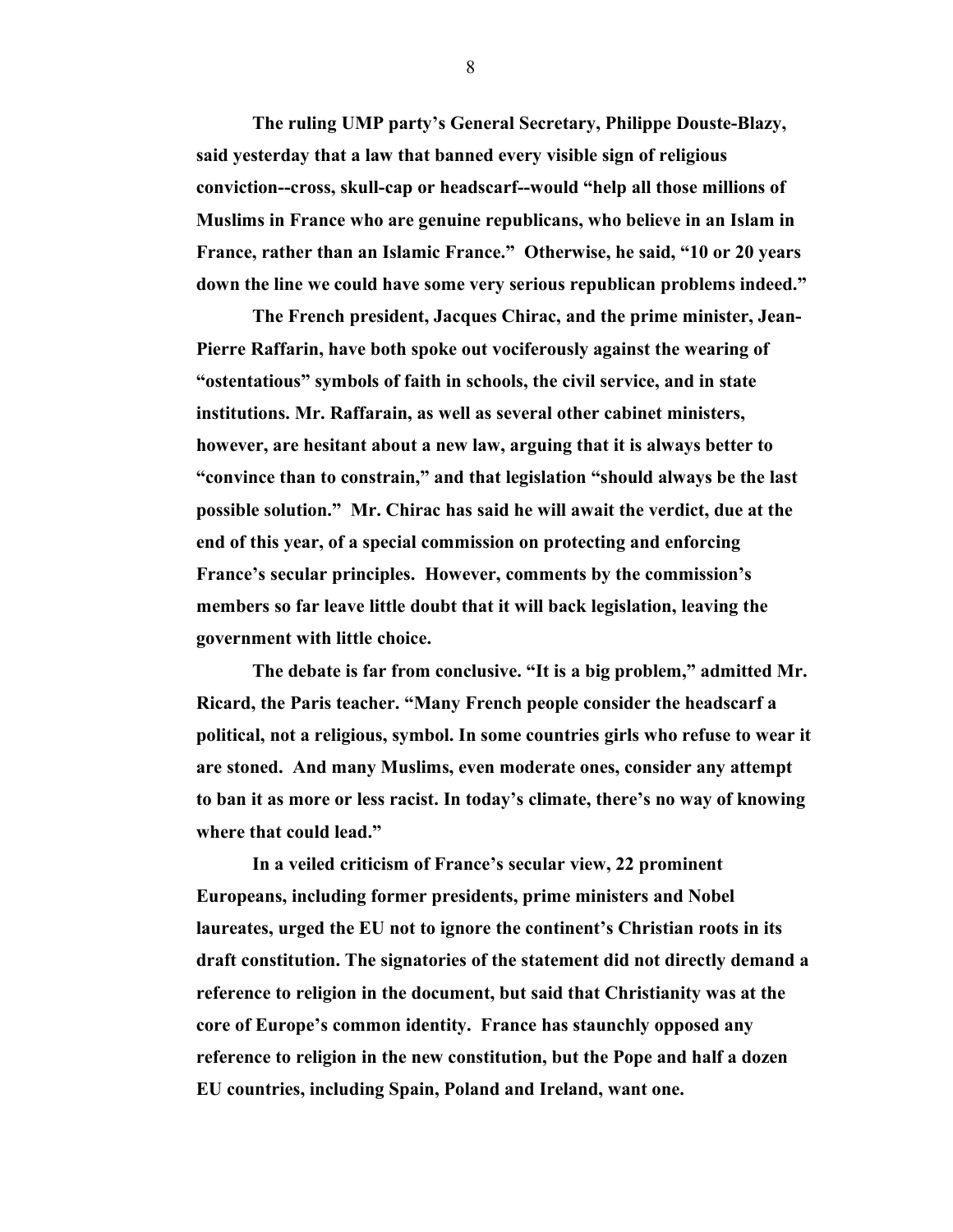**The ruling UMP party's General Secretary, Philippe Douste-Blazy, said yesterday that a law that banned every visible sign of religious conviction--cross, skull-cap or headscarf--would "help all those millions of Muslims in France who are genuine republicans, who believe in an Islam in France, rather than an Islamic France." Otherwise, he said, "10 or 20 years down the line we could have some very serious republican problems indeed."**

**The French president, Jacques Chirac, and the prime minister, Jean-Pierre Raffarin, have both spoke out vociferously against the wearing of "ostentatious" symbols of faith in schools, the civil service, and in state institutions. Mr. Raffarain, as well as several other cabinet ministers, however, are hesitant about a new law, arguing that it is always better to "convince than to constrain," and that legislation "should always be the last possible solution." Mr. Chirac has said he will await the verdict, due at the end of this year, of a special commission on protecting and enforcing France's secular principles. However, comments by the commission's members so far leave little doubt that it will back legislation, leaving the government with little choice.**

**The debate is far from conclusive. "It is a big problem," admitted Mr. Ricard, the Paris teacher. "Many French people consider the headscarf a political, not a religious, symbol. In some countries girls who refuse to wear it are stoned. And many Muslims, even moderate ones, consider any attempt to ban it as more or less racist. In today's climate, there's no way of knowing where that could lead."**

**In a veiled criticism of France's secular view, 22 prominent Europeans, including former presidents, prime ministers and Nobel laureates, urged the EU not to ignore the continent's Christian roots in its draft constitution. The signatories of the statement did not directly demand a reference to religion in the document, but said that Christianity was at the core of Europe's common identity. France has staunchly opposed any reference to religion in the new constitution, but the Pope and half a dozen EU countries, including Spain, Poland and Ireland, want one.**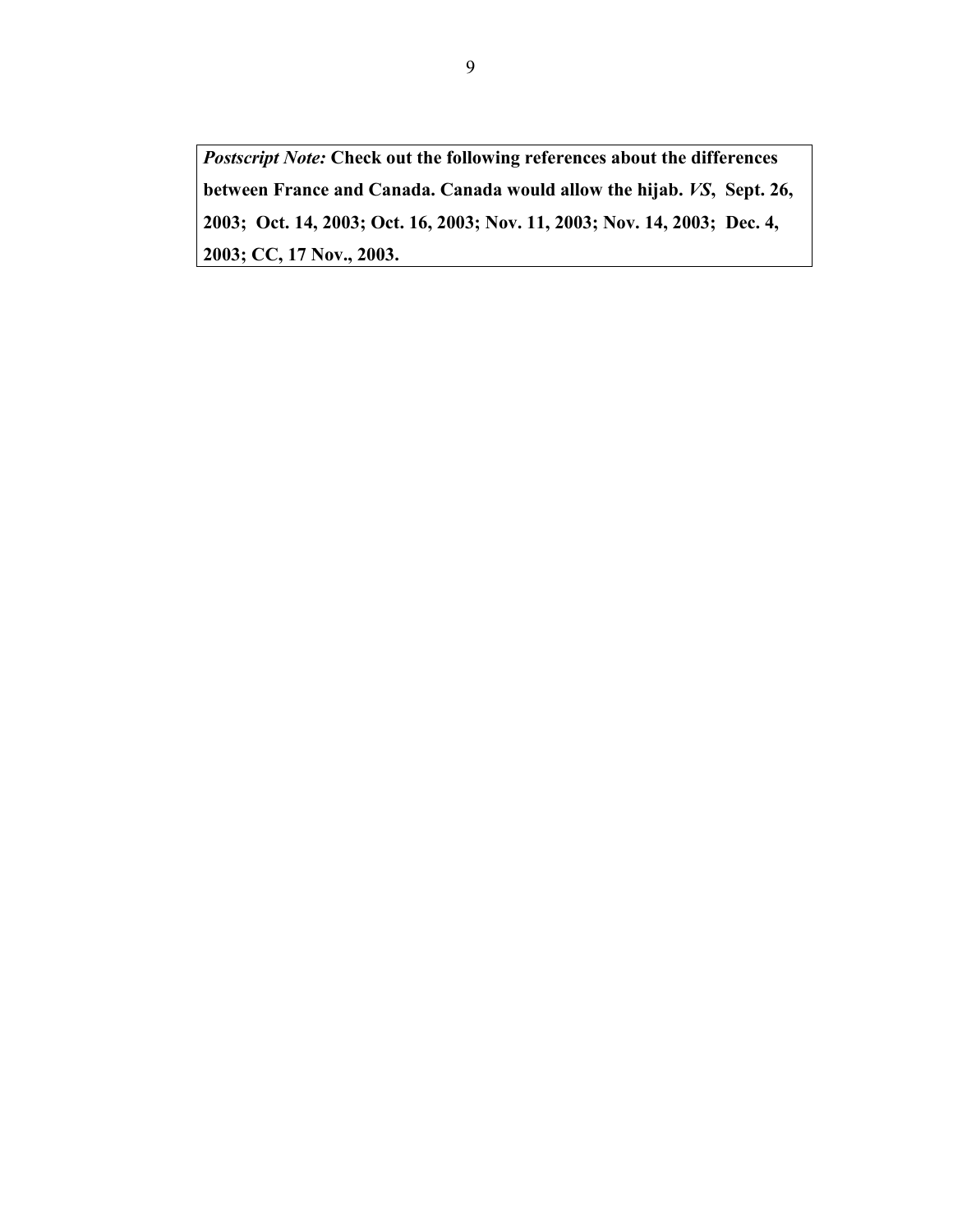***Postscript Note:*** **Check out the following references about the differences between France and Canada. Canada would allow the hijab. *VS*, Sept. 26, 2003; Oct. 14, 2003; Oct. 16, 2003; Nov. 11, 2003; Nov. 14, 2003; Dec. 4, 2003; CC, 17 Nov., 2003.**